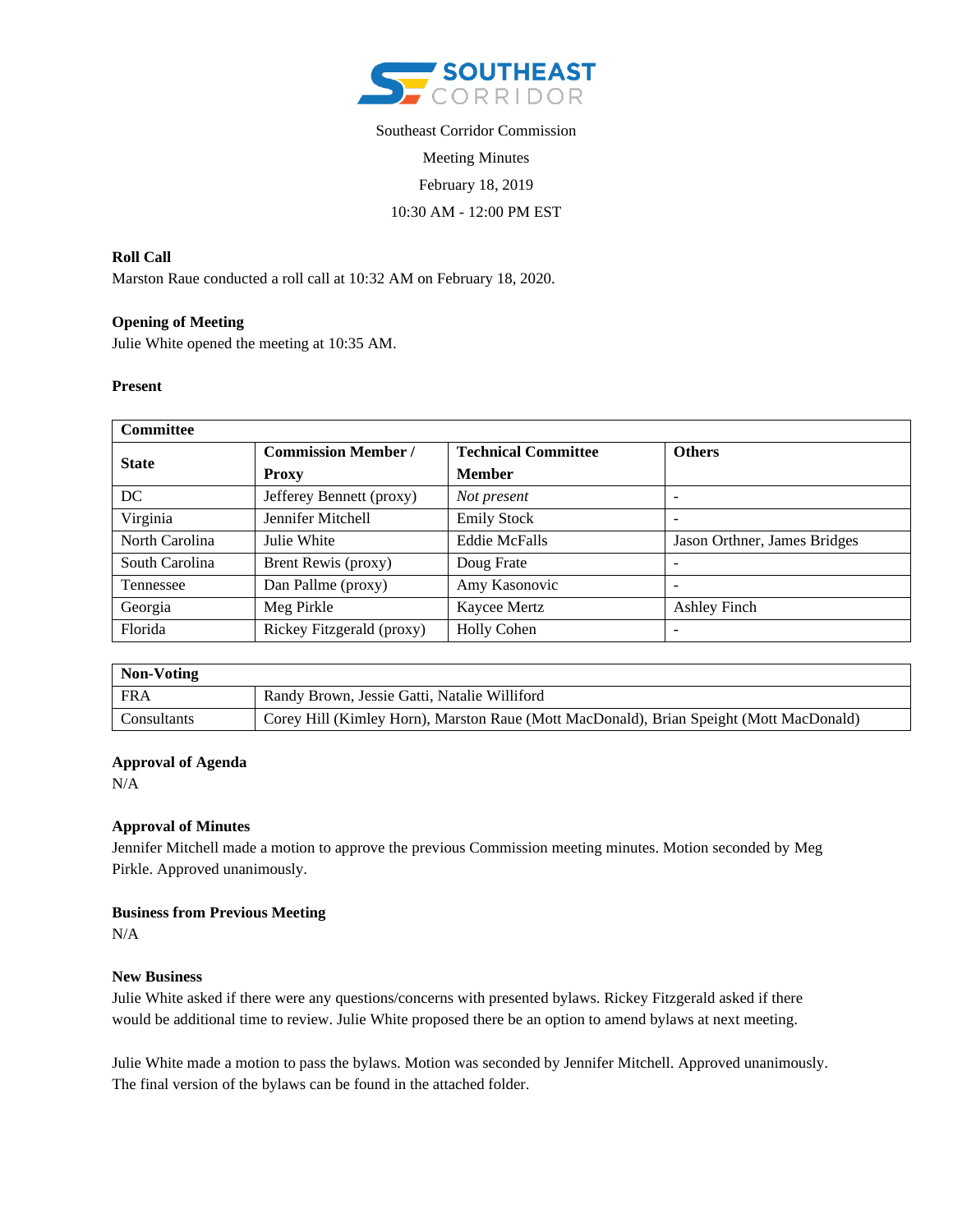Southeast Corridor Commission

Meeting Minutes

February 18, 2019

10:30 AM - 12:00 PM EST

**Roll Call**

Marston Raue conducted a roll call at 10:32 AM on February 18, 2020.

**Opening of Meeting**

Julie White opened the meeting at 10:35 AM.

**Present**

| **Committee** | | | |
|---|---|---|---|
| **State** | **Commission Member / Proxy** | **Technical Committee Member** | **Others** |
| DC | Jefferey Bennett (proxy) | *Not present* | - |
| Virginia | Jennifer Mitchell | Emily Stock | - |
| North Carolina | Julie White | Eddie McFalls | Jason Orthner, James Bridges |
| South Carolina | Brent Rewis (proxy) | Doug Frate | - |
| Tennessee | Dan Pallme (proxy) | Amy Kasonovic | - |
| Georgia | Meg Pirkle | Kaycee Mertz | Ashley Finch |
| Florida | Rickey Fitzgerald (proxy) | Holly Cohen | - |

| **Non-Voting** | |
|---|---|
| FRA | Randy Brown, Jessie Gatti, Natalie Williford |
| Consultants | Corey Hill (Kimley Horn), Marston Raue (Mott MacDonald), Brian Speight (Mott MacDonald) |

**Approval of Agenda**

N/A

**Approval of Minutes**

Jennifer Mitchell made a motion to approve the previous Commission meeting minutes. Motion seconded by Meg Pirkle. Approved unanimously.

**Business from Previous Meeting**

N/A

**New Business**

Julie White asked if there were any questions/concerns with presented bylaws. Rickey Fitzgerald asked if there would be additional time to review. Julie White proposed there be an option to amend bylaws at next meeting.

Julie White made a motion to pass the bylaws. Motion was seconded by Jennifer Mitchell. Approved unanimously. The final version of the bylaws can be found in the attached folder.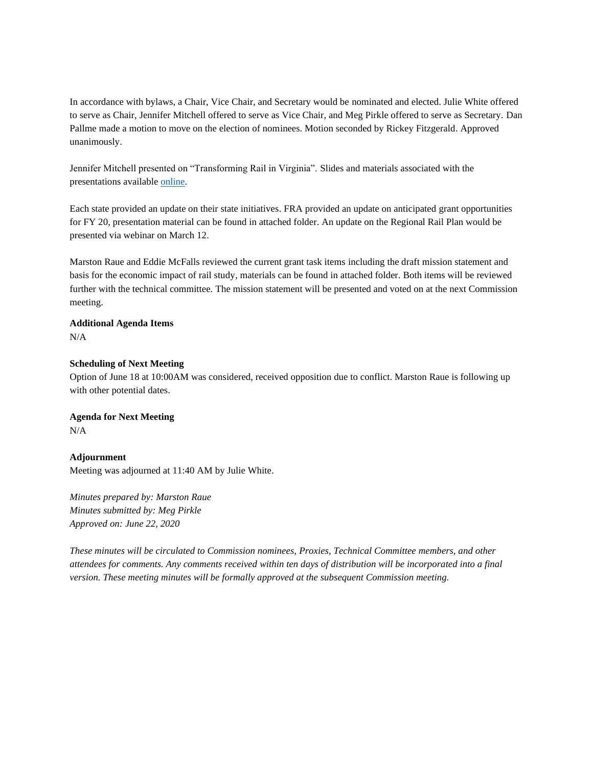In accordance with bylaws, a Chair, Vice Chair, and Secretary would be nominated and elected. Julie White offered to serve as Chair, Jennifer Mitchell offered to serve as Vice Chair, and Meg Pirkle offered to serve as Secretary. Dan Pallme made a motion to move on the election of nominees. Motion seconded by Rickey Fitzgerald. Approved unanimously.

Jennifer Mitchell presented on "Transforming Rail in Virginia". Slides and materials associated with the presentations available online.

Each state provided an update on their state initiatives. FRA provided an update on anticipated grant opportunities for FY 20, presentation material can be found in attached folder. An update on the Regional Rail Plan would be presented via webinar on March 12.

Marston Raue and Eddie McFalls reviewed the current grant task items including the draft mission statement and basis for the economic impact of rail study, materials can be found in attached folder. Both items will be reviewed further with the technical committee. The mission statement will be presented and voted on at the next Commission meeting.

**Additional Agenda Items**

N/A

**Scheduling of Next Meeting**

Option of June 18 at 10:00AM was considered, received opposition due to conflict. Marston Raue is following up with other potential dates.

**Agenda for Next Meeting**

N/A

**Adjournment**

Meeting was adjourned at 11:40 AM by Julie White.

*Minutes prepared by: Marston Raue*
*Minutes submitted by: Meg Pirkle*
*Approved on: June 22, 2020*

*These minutes will be circulated to Commission nominees, Proxies, Technical Committee members, and other attendees for comments. Any comments received within ten days of distribution will be incorporated into a final version. These meeting minutes will be formally approved at the subsequent Commission meeting.*